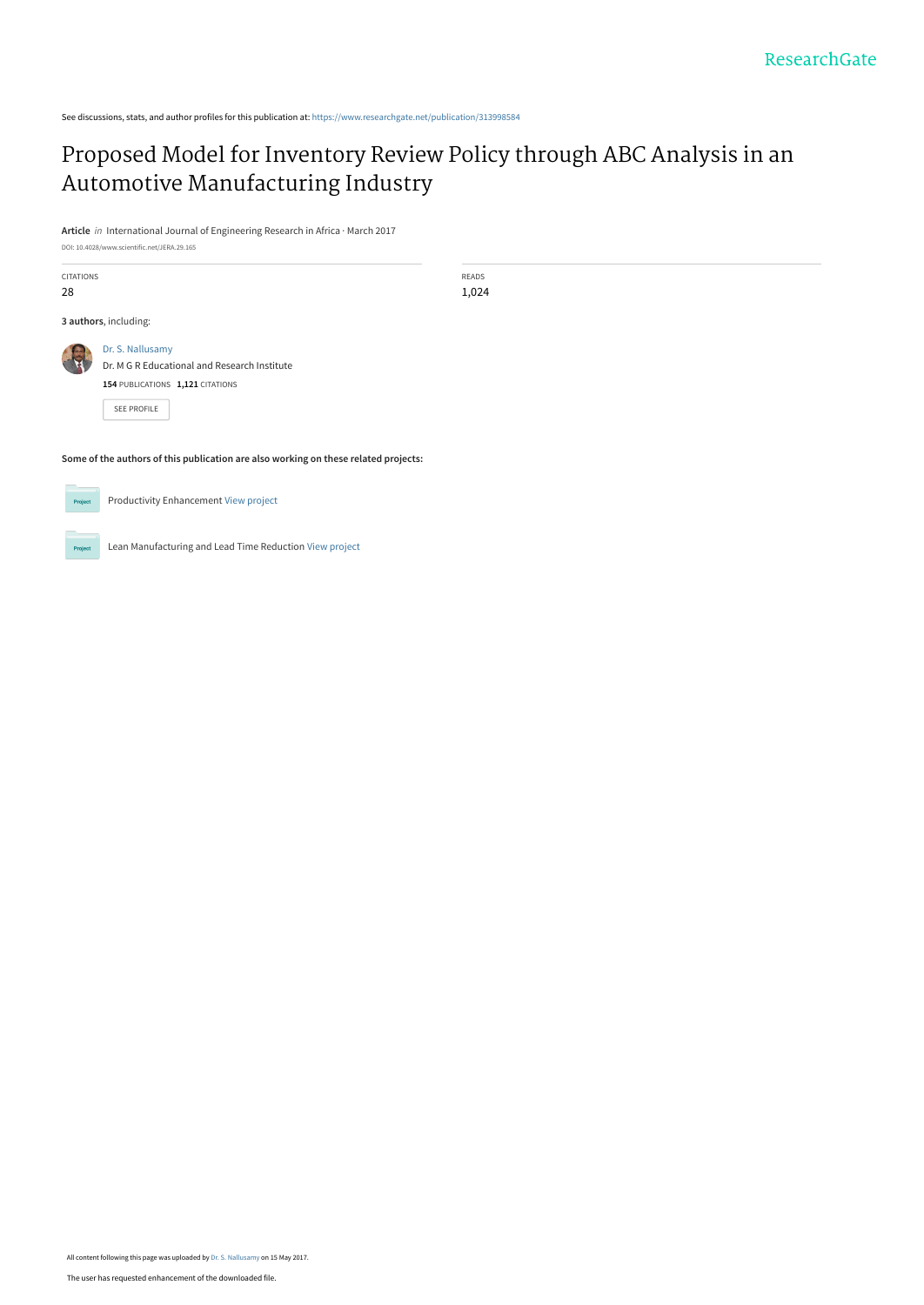See discussions, stats, and author profiles for this publication at: https://www.researchgate.net/publication/313998584

# Proposed Model for Inventory Review Policy through ABC Analysis in an Automotive Manufacturing Industry

**Article** *in* International Journal of Engineering Research in Africa · March 2017

DOI: 10.4028/www.scientific.net/JERA.29.165

| CITATIONS | READS |
|---|---|
| 28 | 1,024 |

**3 authors**, including:

Dr. S. Nallusamy
Dr. M G R Educational and Research Institute
**154** PUBLICATIONS **1,121** CITATIONS

SEE PROFILE

**Some of the authors of this publication are also working on these related projects:**

Productivity Enhancement View project

Lean Manufacturing and Lead Time Reduction View project

All content following this page was uploaded by Dr. S. Nallusamy on 15 May 2017.

The user has requested enhancement of the downloaded file.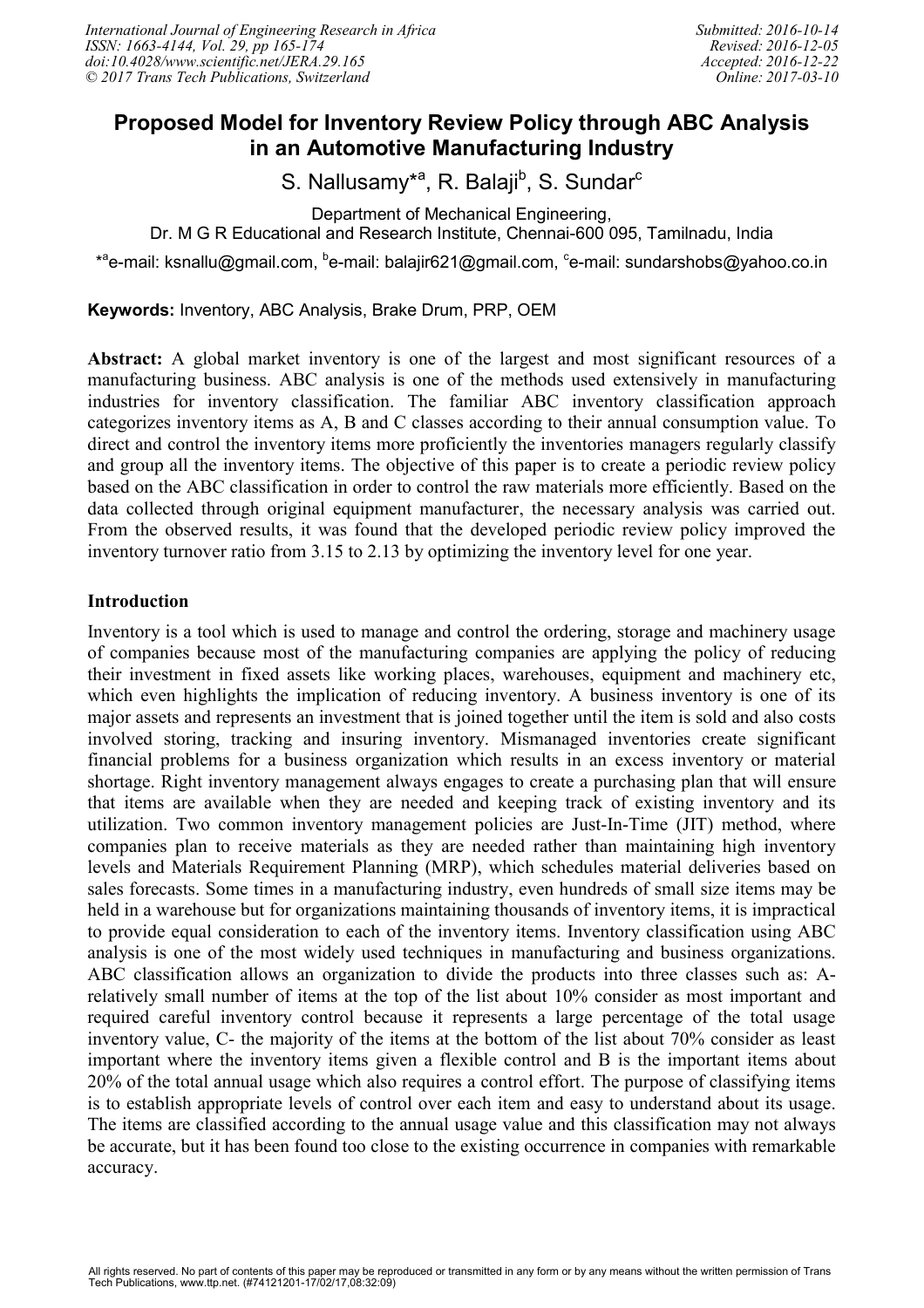# Proposed Model for Inventory Review Policy through ABC Analysis in an Automotive Manufacturing Industry

S. Nallusamy*[a], R. Balaji[b], S. Sundar[c]

Department of Mechanical Engineering,
Dr. M G R Educational and Research Institute, Chennai-600 095, Tamilnadu, India

*[a]e-mail: ksnallu@gmail.com, [b]e-mail: balajir621@gmail.com, [c]e-mail: sundarshobs@yahoo.co.in

**Keywords:** Inventory, ABC Analysis, Brake Drum, PRP, OEM

**Abstract:** A global market inventory is one of the largest and most significant resources of a manufacturing business. ABC analysis is one of the methods used extensively in manufacturing industries for inventory classification. The familiar ABC inventory classification approach categorizes inventory items as A, B and C classes according to their annual consumption value. To direct and control the inventory items more proficiently the inventories managers regularly classify and group all the inventory items. The objective of this paper is to create a periodic review policy based on the ABC classification in order to control the raw materials more efficiently. Based on the data collected through original equipment manufacturer, the necessary analysis was carried out. From the observed results, it was found that the developed periodic review policy improved the inventory turnover ratio from 3.15 to 2.13 by optimizing the inventory level for one year.

## Introduction

Inventory is a tool which is used to manage and control the ordering, storage and machinery usage of companies because most of the manufacturing companies are applying the policy of reducing their investment in fixed assets like working places, warehouses, equipment and machinery etc, which even highlights the implication of reducing inventory. A business inventory is one of its major assets and represents an investment that is joined together until the item is sold and also costs involved storing, tracking and insuring inventory. Mismanaged inventories create significant financial problems for a business organization which results in an excess inventory or material shortage. Right inventory management always engages to create a purchasing plan that will ensure that items are available when they are needed and keeping track of existing inventory and its utilization. Two common inventory management policies are Just-In-Time (JIT) method, where companies plan to receive materials as they are needed rather than maintaining high inventory levels and Materials Requirement Planning (MRP), which schedules material deliveries based on sales forecasts. Some times in a manufacturing industry, even hundreds of small size items may be held in a warehouse but for organizations maintaining thousands of inventory items, it is impractical to provide equal consideration to each of the inventory items. Inventory classification using ABC analysis is one of the most widely used techniques in manufacturing and business organizations. ABC classification allows an organization to divide the products into three classes such as: A-relatively small number of items at the top of the list about 10% consider as most important and required careful inventory control because it represents a large percentage of the total usage inventory value, C- the majority of the items at the bottom of the list about 70% consider as least important where the inventory items given a flexible control and B is the important items about 20% of the total annual usage which also requires a control effort. The purpose of classifying items is to establish appropriate levels of control over each item and easy to understand about its usage. The items are classified according to the annual usage value and this classification may not always be accurate, but it has been found too close to the existing occurrence in companies with remarkable accuracy.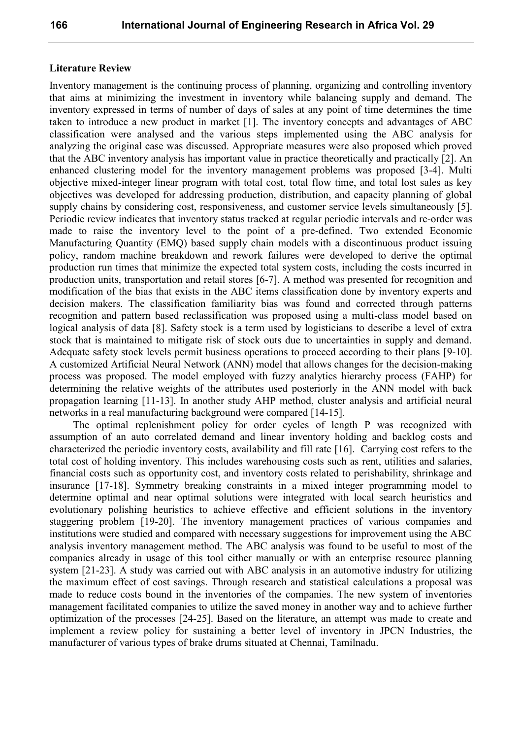## Literature Review

Inventory management is the continuing process of planning, organizing and controlling inventory that aims at minimizing the investment in inventory while balancing supply and demand. The inventory expressed in terms of number of days of sales at any point of time determines the time taken to introduce a new product in market [1]. The inventory concepts and advantages of ABC classification were analysed and the various steps implemented using the ABC analysis for analyzing the original case was discussed. Appropriate measures were also proposed which proved that the ABC inventory analysis has important value in practice theoretically and practically [2]. An enhanced clustering model for the inventory management problems was proposed [3-4]. Multi objective mixed-integer linear program with total cost, total flow time, and total lost sales as key objectives was developed for addressing production, distribution, and capacity planning of global supply chains by considering cost, responsiveness, and customer service levels simultaneously [5]. Periodic review indicates that inventory status tracked at regular periodic intervals and re-order was made to raise the inventory level to the point of a pre-defined. Two extended Economic Manufacturing Quantity (EMQ) based supply chain models with a discontinuous product issuing policy, random machine breakdown and rework failures were developed to derive the optimal production run times that minimize the expected total system costs, including the costs incurred in production units, transportation and retail stores [6-7]. A method was presented for recognition and modification of the bias that exists in the ABC items classification done by inventory experts and decision makers. The classification familiarity bias was found and corrected through patterns recognition and pattern based reclassification was proposed using a multi-class model based on logical analysis of data [8]. Safety stock is a term used by logisticians to describe a level of extra stock that is maintained to mitigate risk of stock outs due to uncertainties in supply and demand. Adequate safety stock levels permit business operations to proceed according to their plans [9-10]. A customized Artificial Neural Network (ANN) model that allows changes for the decision-making process was proposed. The model employed with fuzzy analytics hierarchy process (FAHP) for determining the relative weights of the attributes used posteriorly in the ANN model with back propagation learning [11-13]. In another study AHP method, cluster analysis and artificial neural networks in a real manufacturing background were compared [14-15].

The optimal replenishment policy for order cycles of length P was recognized with assumption of an auto correlated demand and linear inventory holding and backlog costs and characterized the periodic inventory costs, availability and fill rate [16]. Carrying cost refers to the total cost of holding inventory. This includes warehousing costs such as rent, utilities and salaries, financial costs such as opportunity cost, and inventory costs related to perishability, shrinkage and insurance [17-18]. Symmetry breaking constraints in a mixed integer programming model to determine optimal and near optimal solutions were integrated with local search heuristics and evolutionary polishing heuristics to achieve effective and efficient solutions in the inventory staggering problem [19-20]. The inventory management practices of various companies and institutions were studied and compared with necessary suggestions for improvement using the ABC analysis inventory management method. The ABC analysis was found to be useful to most of the companies already in usage of this tool either manually or with an enterprise resource planning system [21-23]. A study was carried out with ABC analysis in an automotive industry for utilizing the maximum effect of cost savings. Through research and statistical calculations a proposal was made to reduce costs bound in the inventories of the companies. The new system of inventories management facilitated companies to utilize the saved money in another way and to achieve further optimization of the processes [24-25]. Based on the literature, an attempt was made to create and implement a review policy for sustaining a better level of inventory in JPCN Industries, the manufacturer of various types of brake drums situated at Chennai, Tamilnadu.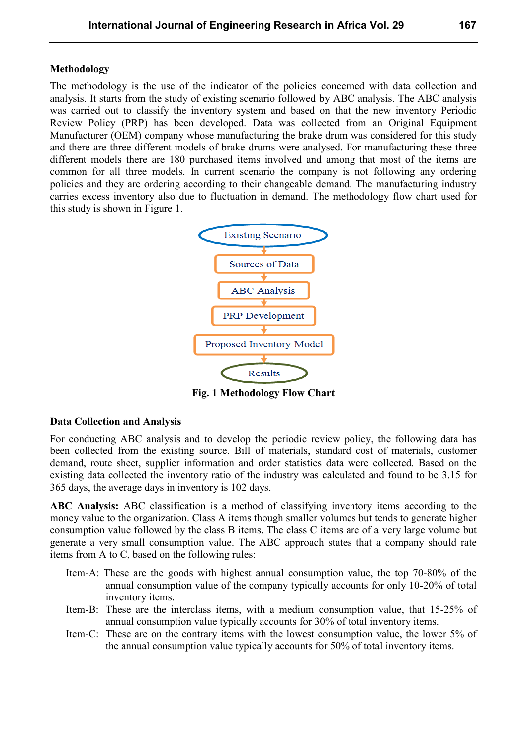## Methodology

The methodology is the use of the indicator of the policies concerned with data collection and analysis. It starts from the study of existing scenario followed by ABC analysis. The ABC analysis was carried out to classify the inventory system and based on that the new inventory Periodic Review Policy (PRP) has been developed. Data was collected from an Original Equipment Manufacturer (OEM) company whose manufacturing the brake drum was considered for this study and there are three different models of brake drums were analysed. For manufacturing these three different models there are 180 purchased items involved and among that most of the items are common for all three models. In current scenario the company is not following any ordering policies and they are ordering according to their changeable demand. The manufacturing industry carries excess inventory also due to fluctuation in demand. The methodology flow chart used for this study is shown in Figure 1.

Existing Scenario → Sources of Data → ABC Analysis → PRP Development → Proposed Inventory Model → Results

**Fig. 1 Methodology Flow Chart**

## Data Collection and Analysis

For conducting ABC analysis and to develop the periodic review policy, the following data has been collected from the existing source. Bill of materials, standard cost of materials, customer demand, route sheet, supplier information and order statistics data were collected. Based on the existing data collected the inventory ratio of the industry was calculated and found to be 3.15 for 365 days, the average days in inventory is 102 days.

**ABC Analysis:** ABC classification is a method of classifying inventory items according to the money value to the organization. Class A items though smaller volumes but tends to generate higher consumption value followed by the class B items. The class C items are of a very large volume but generate a very small consumption value. The ABC approach states that a company should rate items from A to C, based on the following rules:

- Item-A: These are the goods with highest annual consumption value, the top 70-80% of the annual consumption value of the company typically accounts for only 10-20% of total inventory items.
- Item-B: These are the interclass items, with a medium consumption value, that 15-25% of annual consumption value typically accounts for 30% of total inventory items.
- Item-C: These are on the contrary items with the lowest consumption value, the lower 5% of the annual consumption value typically accounts for 50% of total inventory items.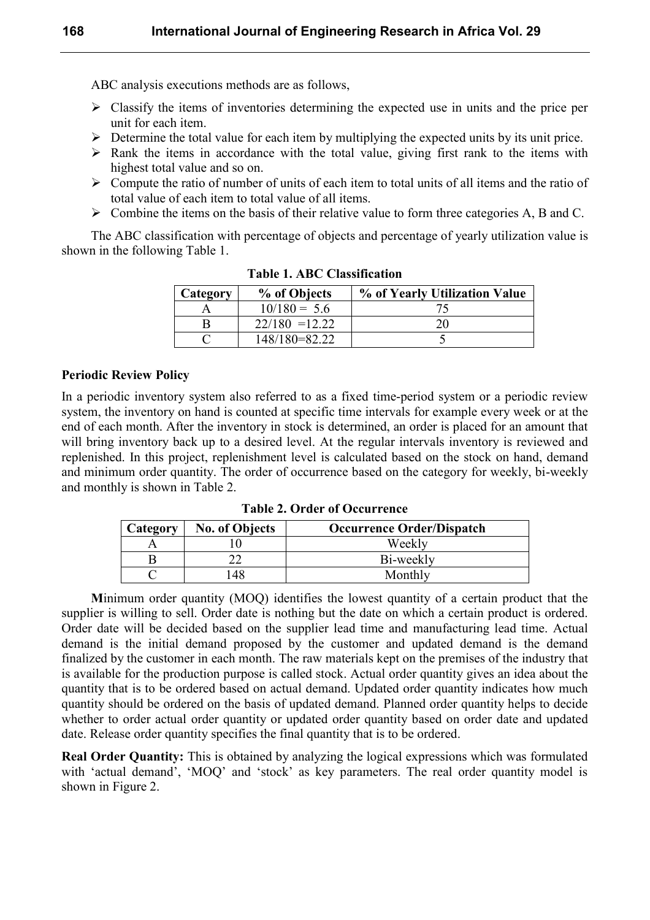ABC analysis executions methods are as follows,

- Classify the items of inventories determining the expected use in units and the price per unit for each item.
- Determine the total value for each item by multiplying the expected units by its unit price.
- Rank the items in accordance with the total value, giving first rank to the items with highest total value and so on.
- Compute the ratio of number of units of each item to total units of all items and the ratio of total value of each item to total value of all items.
- Combine the items on the basis of their relative value to form three categories A, B and C.

The ABC classification with percentage of objects and percentage of yearly utilization value is shown in the following Table 1.

**Table 1. ABC Classification**

| Category | % of Objects | % of Yearly Utilization Value |
|---|---|---|
| A | 10/180 = 5.6 | 75 |
| B | 22/180 =12.22 | 20 |
| C | 148/180=82.22 | 5 |

**Periodic Review Policy**

In a periodic inventory system also referred to as a fixed time-period system or a periodic review system, the inventory on hand is counted at specific time intervals for example every week or at the end of each month. After the inventory in stock is determined, an order is placed for an amount that will bring inventory back up to a desired level. At the regular intervals inventory is reviewed and replenished. In this project, replenishment level is calculated based on the stock on hand, demand and minimum order quantity. The order of occurrence based on the category for weekly, bi-weekly and monthly is shown in Table 2.

**Table 2. Order of Occurrence**

| Category | No. of Objects | Occurrence Order/Dispatch |
|---|---|---|
| A | 10 | Weekly |
| B | 22 | Bi-weekly |
| C | 148 | Monthly |

**M**inimum order quantity (MOQ) identifies the lowest quantity of a certain product that the supplier is willing to sell. Order date is nothing but the date on which a certain product is ordered. Order date will be decided based on the supplier lead time and manufacturing lead time. Actual demand is the initial demand proposed by the customer and updated demand is the demand finalized by the customer in each month. The raw materials kept on the premises of the industry that is available for the production purpose is called stock. Actual order quantity gives an idea about the quantity that is to be ordered based on actual demand. Updated order quantity indicates how much quantity should be ordered on the basis of updated demand. Planned order quantity helps to decide whether to order actual order quantity or updated order quantity based on order date and updated date. Release order quantity specifies the final quantity that is to be ordered.

**Real Order Quantity:** This is obtained by analyzing the logical expressions which was formulated with 'actual demand', 'MOQ' and 'stock' as key parameters. The real order quantity model is shown in Figure 2.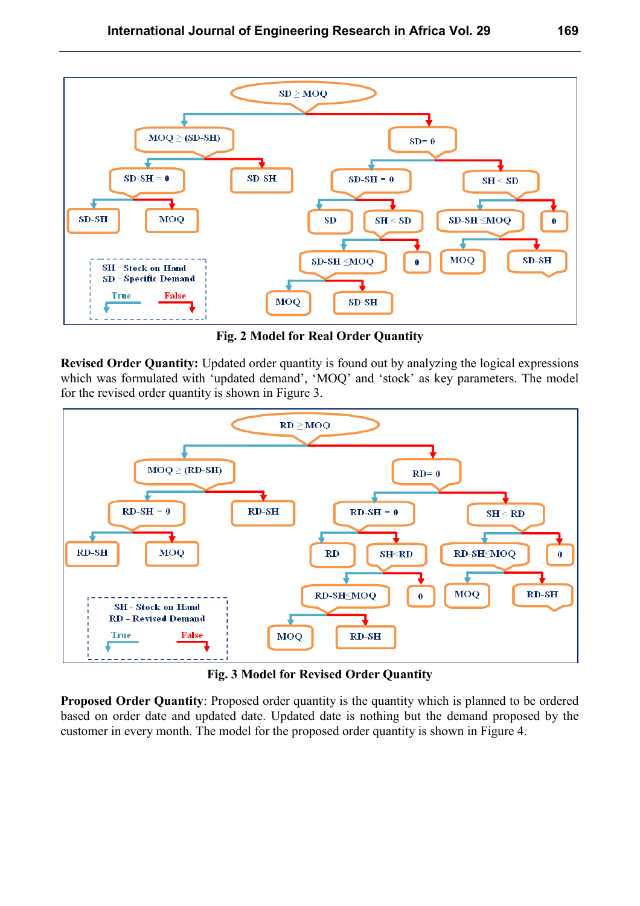Fig. 2 Model for Real Order Quantity

**Revised Order Quantity:** Updated order quantity is found out by analyzing the logical expressions which was formulated with ‘updated demand’, ‘MOQ’ and ‘stock’ as key parameters. The model for the revised order quantity is shown in Figure 3.

Fig. 3 Model for Revised Order Quantity

**Proposed Order Quantity**: Proposed order quantity is the quantity which is planned to be ordered based on order date and updated date. Updated date is nothing but the demand proposed by the customer in every month. The model for the proposed order quantity is shown in Figure 4.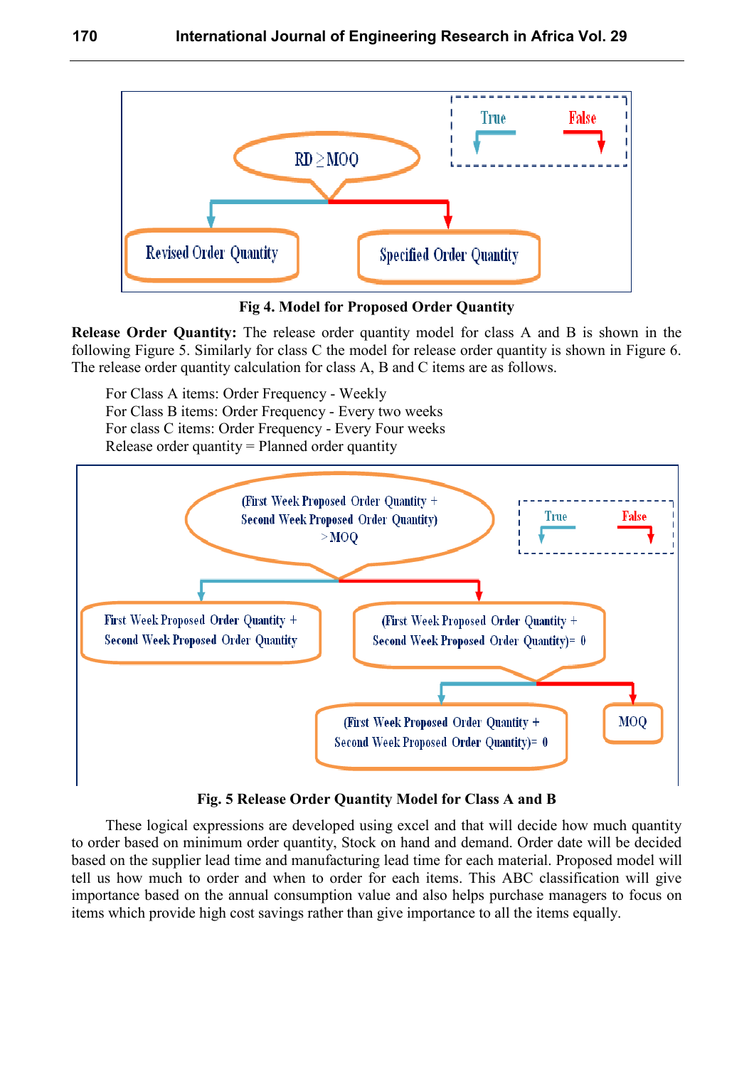Fig 4. Model for Proposed Order Quantity

**Release Order Quantity:** The release order quantity model for class A and B is shown in the following Figure 5. Similarly for class C the model for release order quantity is shown in Figure 6. The release order quantity calculation for class A, B and C items are as follows.

For Class A items: Order Frequency - Weekly
For Class B items: Order Frequency - Every two weeks
For class C items: Order Frequency - Every Four weeks
Release order quantity = Planned order quantity

Fig. 5 Release Order Quantity Model for Class A and B

These logical expressions are developed using excel and that will decide how much quantity to order based on minimum order quantity, Stock on hand and demand. Order date will be decided based on the supplier lead time and manufacturing lead time for each material. Proposed model will tell us how much to order and when to order for each items. This ABC classification will give importance based on the annual consumption value and also helps purchase managers to focus on items which provide high cost savings rather than give importance to all the items equally.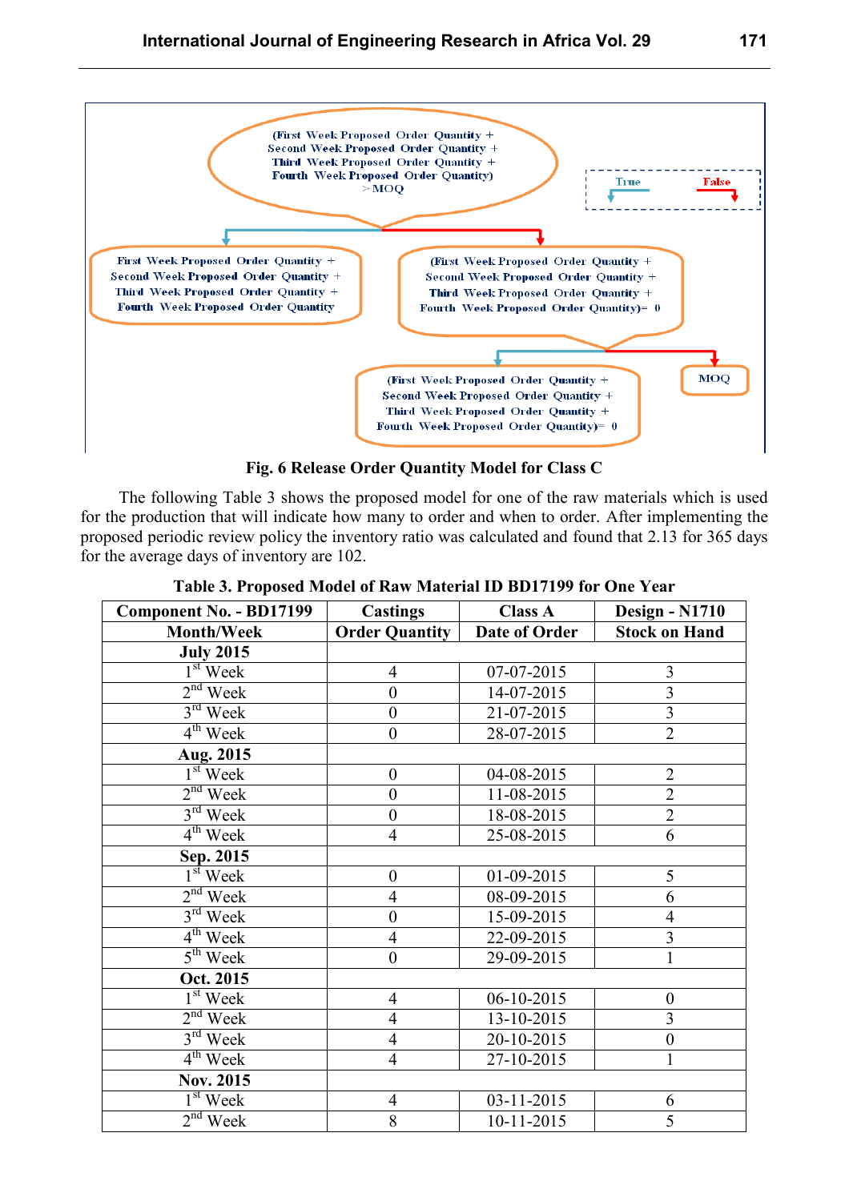(First Week Proposed Order Quantity + Second Week Proposed Order Quantity + Third Week Proposed Order Quantity + Fourth Week Proposed Order Quantity) > MOQ

True | False

First Week Proposed Order Quantity + Second Week Proposed Order Quantity + Third Week Proposed Order Quantity + Fourth Week Proposed Order Quantity

(First Week Proposed Order Quantity + Second Week Proposed Order Quantity + Third Week Proposed Order Quantity + Fourth Week Proposed Order Quantity)= 0

(First Week Proposed Order Quantity + Second Week Proposed Order Quantity + Third Week Proposed Order Quantity + Fourth Week Proposed Order Quantity)= 0

MOQ

**Fig. 6 Release Order Quantity Model for Class C**

The following Table 3 shows the proposed model for one of the raw materials which is used for the production that will indicate how many to order and when to order. After implementing the proposed periodic review policy the inventory ratio was calculated and found that 2.13 for 365 days for the average days of inventory are 102.

**Table 3. Proposed Model of Raw Material ID BD17199 for One Year**

| Component No. - BD17199 | Castings | Class A | Design - N1710 |
|---|---|---|---|
| **Month/Week** | **Order Quantity** | **Date of Order** | **Stock on Hand** |
| **July 2015** | | | |
| 1st Week | 4 | 07-07-2015 | 3 |
| 2nd Week | 0 | 14-07-2015 | 3 |
| 3rd Week | 0 | 21-07-2015 | 3 |
| 4th Week | 0 | 28-07-2015 | 2 |
| **Aug. 2015** | | | |
| 1st Week | 0 | 04-08-2015 | 2 |
| 2nd Week | 0 | 11-08-2015 | 2 |
| 3rd Week | 0 | 18-08-2015 | 2 |
| 4th Week | 4 | 25-08-2015 | 6 |
| **Sep. 2015** | | | |
| 1st Week | 0 | 01-09-2015 | 5 |
| 2nd Week | 4 | 08-09-2015 | 6 |
| 3rd Week | 0 | 15-09-2015 | 4 |
| 4th Week | 4 | 22-09-2015 | 3 |
| 5th Week | 0 | 29-09-2015 | 1 |
| **Oct. 2015** | | | |
| 1st Week | 4 | 06-10-2015 | 0 |
| 2nd Week | 4 | 13-10-2015 | 3 |
| 3rd Week | 4 | 20-10-2015 | 0 |
| 4th Week | 4 | 27-10-2015 | 1 |
| **Nov. 2015** | | | |
| 1st Week | 4 | 03-11-2015 | 6 |
| 2nd Week | 8 | 10-11-2015 | 5 |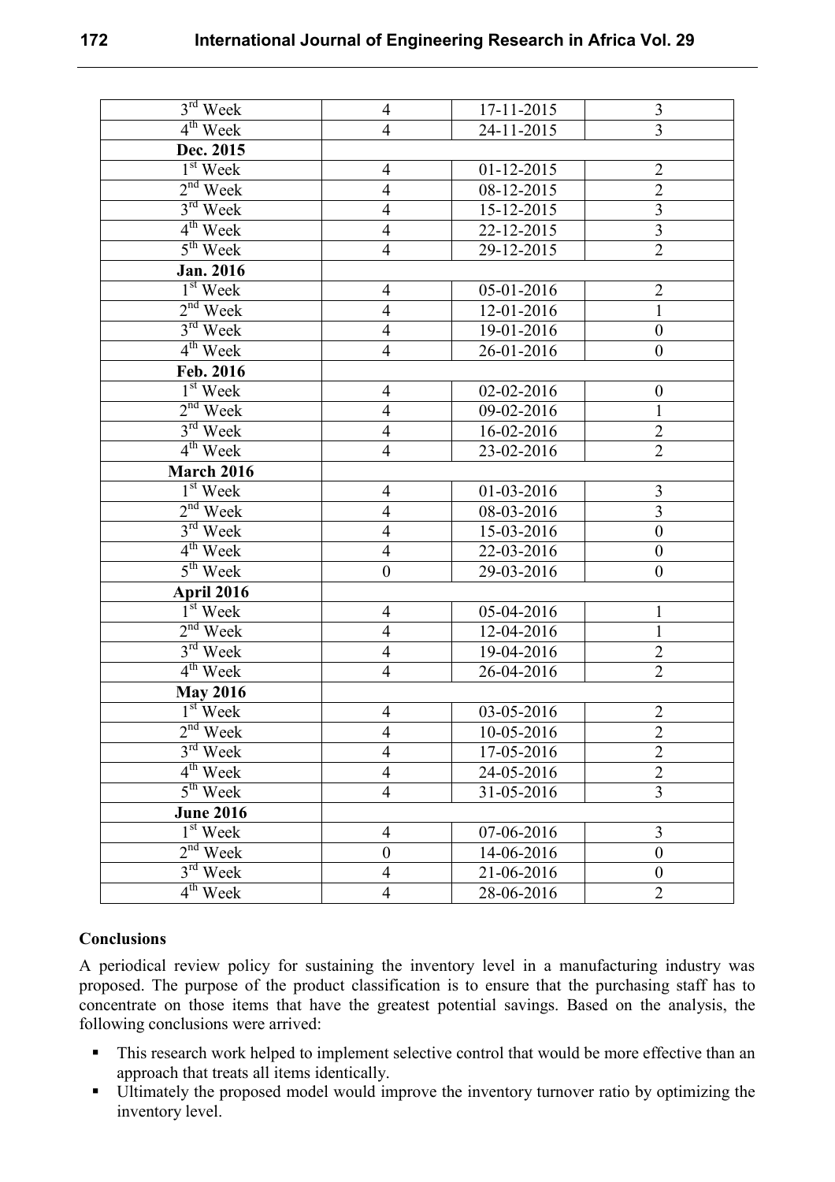| | | | |
|---|---|---|---|
| 3rd Week | 4 | 17-11-2015 | 3 |
| 4th Week | 4 | 24-11-2015 | 3 |
| **Dec. 2015** | | | |
| 1st Week | 4 | 01-12-2015 | 2 |
| 2nd Week | 4 | 08-12-2015 | 2 |
| 3rd Week | 4 | 15-12-2015 | 3 |
| 4th Week | 4 | 22-12-2015 | 3 |
| 5th Week | 4 | 29-12-2015 | 2 |
| **Jan. 2016** | | | |
| 1st Week | 4 | 05-01-2016 | 2 |
| 2nd Week | 4 | 12-01-2016 | 1 |
| 3rd Week | 4 | 19-01-2016 | 0 |
| 4th Week | 4 | 26-01-2016 | 0 |
| **Feb. 2016** | | | |
| 1st Week | 4 | 02-02-2016 | 0 |
| 2nd Week | 4 | 09-02-2016 | 1 |
| 3rd Week | 4 | 16-02-2016 | 2 |
| 4th Week | 4 | 23-02-2016 | 2 |
| **March 2016** | | | |
| 1st Week | 4 | 01-03-2016 | 3 |
| 2nd Week | 4 | 08-03-2016 | 3 |
| 3rd Week | 4 | 15-03-2016 | 0 |
| 4th Week | 4 | 22-03-2016 | 0 |
| 5th Week | 0 | 29-03-2016 | 0 |
| **April 2016** | | | |
| 1st Week | 4 | 05-04-2016 | 1 |
| 2nd Week | 4 | 12-04-2016 | 1 |
| 3rd Week | 4 | 19-04-2016 | 2 |
| 4th Week | 4 | 26-04-2016 | 2 |
| **May 2016** | | | |
| 1st Week | 4 | 03-05-2016 | 2 |
| 2nd Week | 4 | 10-05-2016 | 2 |
| 3rd Week | 4 | 17-05-2016 | 2 |
| 4th Week | 4 | 24-05-2016 | 2 |
| 5th Week | 4 | 31-05-2016 | 3 |
| **June 2016** | | | |
| 1st Week | 4 | 07-06-2016 | 3 |
| 2nd Week | 0 | 14-06-2016 | 0 |
| 3rd Week | 4 | 21-06-2016 | 0 |
| 4th Week | 4 | 28-06-2016 | 2 |

## Conclusions

A periodical review policy for sustaining the inventory level in a manufacturing industry was proposed. The purpose of the product classification is to ensure that the purchasing staff has to concentrate on those items that have the greatest potential savings. Based on the analysis, the following conclusions were arrived:

- This research work helped to implement selective control that would be more effective than an approach that treats all items identically.
- Ultimately the proposed model would improve the inventory turnover ratio by optimizing the inventory level.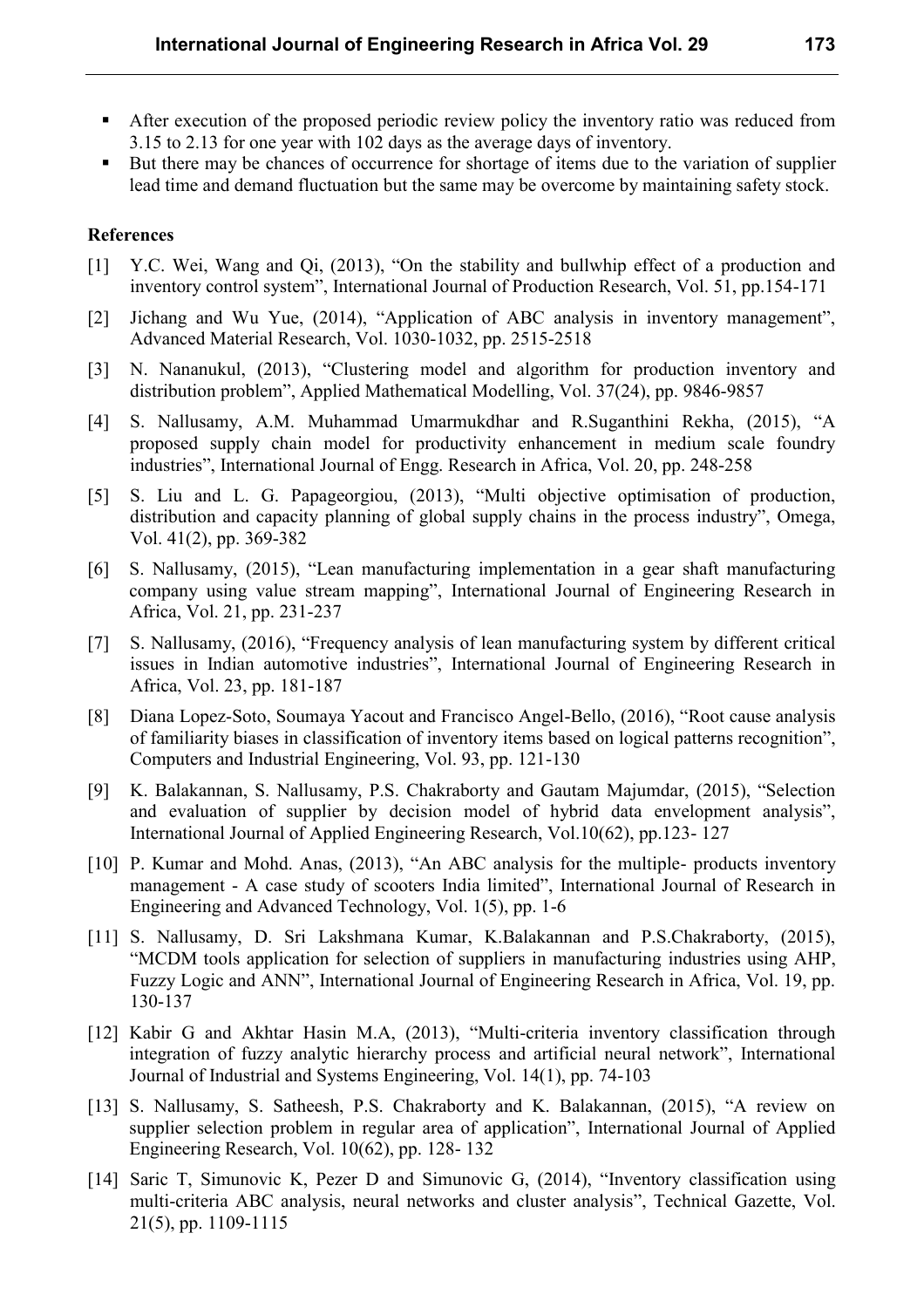- After execution of the proposed periodic review policy the inventory ratio was reduced from 3.15 to 2.13 for one year with 102 days as the average days of inventory.
- But there may be chances of occurrence for shortage of items due to the variation of supplier lead time and demand fluctuation but the same may be overcome by maintaining safety stock.

## References

[1] Y.C. Wei, Wang and Qi, (2013), "On the stability and bullwhip effect of a production and inventory control system", International Journal of Production Research, Vol. 51, pp.154-171

[2] Jichang and Wu Yue, (2014), "Application of ABC analysis in inventory management", Advanced Material Research, Vol. 1030-1032, pp. 2515-2518

[3] N. Nananukul, (2013), "Clustering model and algorithm for production inventory and distribution problem", Applied Mathematical Modelling, Vol. 37(24), pp. 9846-9857

[4] S. Nallusamy, A.M. Muhammad Umarmukdhar and R.Suganthini Rekha, (2015), "A proposed supply chain model for productivity enhancement in medium scale foundry industries", International Journal of Engg. Research in Africa, Vol. 20, pp. 248-258

[5] S. Liu and L. G. Papageorgiou, (2013), "Multi objective optimisation of production, distribution and capacity planning of global supply chains in the process industry", Omega, Vol. 41(2), pp. 369-382

[6] S. Nallusamy, (2015), "Lean manufacturing implementation in a gear shaft manufacturing company using value stream mapping", International Journal of Engineering Research in Africa, Vol. 21, pp. 231-237

[7] S. Nallusamy, (2016), "Frequency analysis of lean manufacturing system by different critical issues in Indian automotive industries", International Journal of Engineering Research in Africa, Vol. 23, pp. 181-187

[8] Diana Lopez-Soto, Soumaya Yacout and Francisco Angel-Bello, (2016), "Root cause analysis of familiarity biases in classification of inventory items based on logical patterns recognition", Computers and Industrial Engineering, Vol. 93, pp. 121-130

[9] K. Balakannan, S. Nallusamy, P.S. Chakraborty and Gautam Majumdar, (2015), "Selection and evaluation of supplier by decision model of hybrid data envelopment analysis", International Journal of Applied Engineering Research, Vol.10(62), pp.123- 127

[10] P. Kumar and Mohd. Anas, (2013), "An ABC analysis for the multiple- products inventory management - A case study of scooters India limited", International Journal of Research in Engineering and Advanced Technology, Vol. 1(5), pp. 1-6

[11] S. Nallusamy, D. Sri Lakshmana Kumar, K.Balakannan and P.S.Chakraborty, (2015), "MCDM tools application for selection of suppliers in manufacturing industries using AHP, Fuzzy Logic and ANN", International Journal of Engineering Research in Africa, Vol. 19, pp. 130-137

[12] Kabir G and Akhtar Hasin M.A, (2013), "Multi-criteria inventory classification through integration of fuzzy analytic hierarchy process and artificial neural network", International Journal of Industrial and Systems Engineering, Vol. 14(1), pp. 74-103

[13] S. Nallusamy, S. Satheesh, P.S. Chakraborty and K. Balakannan, (2015), "A review on supplier selection problem in regular area of application", International Journal of Applied Engineering Research, Vol. 10(62), pp. 128- 132

[14] Saric T, Simunovic K, Pezer D and Simunovic G, (2014), "Inventory classification using multi-criteria ABC analysis, neural networks and cluster analysis", Technical Gazette, Vol. 21(5), pp. 1109-1115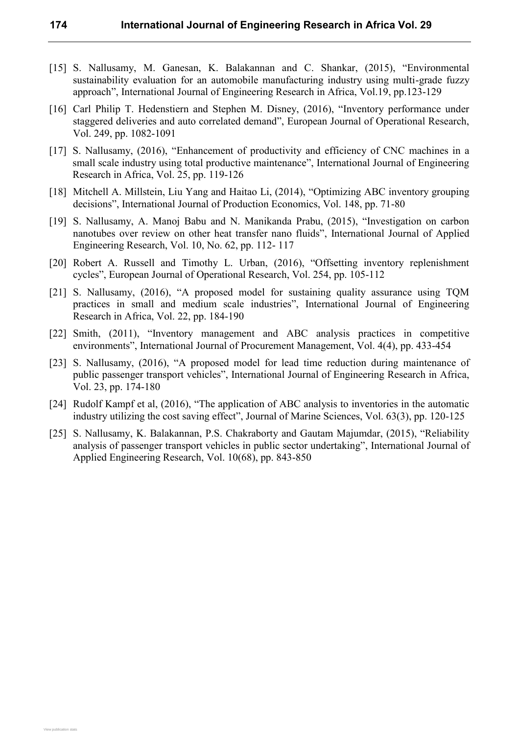[15] S. Nallusamy, M. Ganesan, K. Balakannan and C. Shankar, (2015), "Environmental sustainability evaluation for an automobile manufacturing industry using multi-grade fuzzy approach", International Journal of Engineering Research in Africa, Vol.19, pp.123-129

[16] Carl Philip T. Hedenstiern and Stephen M. Disney, (2016), "Inventory performance under staggered deliveries and auto correlated demand", European Journal of Operational Research, Vol. 249, pp. 1082-1091

[17] S. Nallusamy, (2016), "Enhancement of productivity and efficiency of CNC machines in a small scale industry using total productive maintenance", International Journal of Engineering Research in Africa, Vol. 25, pp. 119-126

[18] Mitchell A. Millstein, Liu Yang and Haitao Li, (2014), "Optimizing ABC inventory grouping decisions", International Journal of Production Economics, Vol. 148, pp. 71-80

[19] S. Nallusamy, A. Manoj Babu and N. Manikanda Prabu, (2015), "Investigation on carbon nanotubes over review on other heat transfer nano fluids", International Journal of Applied Engineering Research, Vol. 10, No. 62, pp. 112- 117

[20] Robert A. Russell and Timothy L. Urban, (2016), "Offsetting inventory replenishment cycles", European Journal of Operational Research, Vol. 254, pp. 105-112

[21] S. Nallusamy, (2016), "A proposed model for sustaining quality assurance using TQM practices in small and medium scale industries", International Journal of Engineering Research in Africa, Vol. 22, pp. 184-190

[22] Smith, (2011), "Inventory management and ABC analysis practices in competitive environments", International Journal of Procurement Management, Vol. 4(4), pp. 433-454

[23] S. Nallusamy, (2016), "A proposed model for lead time reduction during maintenance of public passenger transport vehicles", International Journal of Engineering Research in Africa, Vol. 23, pp. 174-180

[24] Rudolf Kampf et al, (2016), "The application of ABC analysis to inventories in the automatic industry utilizing the cost saving effect", Journal of Marine Sciences, Vol. 63(3), pp. 120-125

[25] S. Nallusamy, K. Balakannan, P.S. Chakraborty and Gautam Majumdar, (2015), "Reliability analysis of passenger transport vehicles in public sector undertaking", International Journal of Applied Engineering Research, Vol. 10(68), pp. 843-850